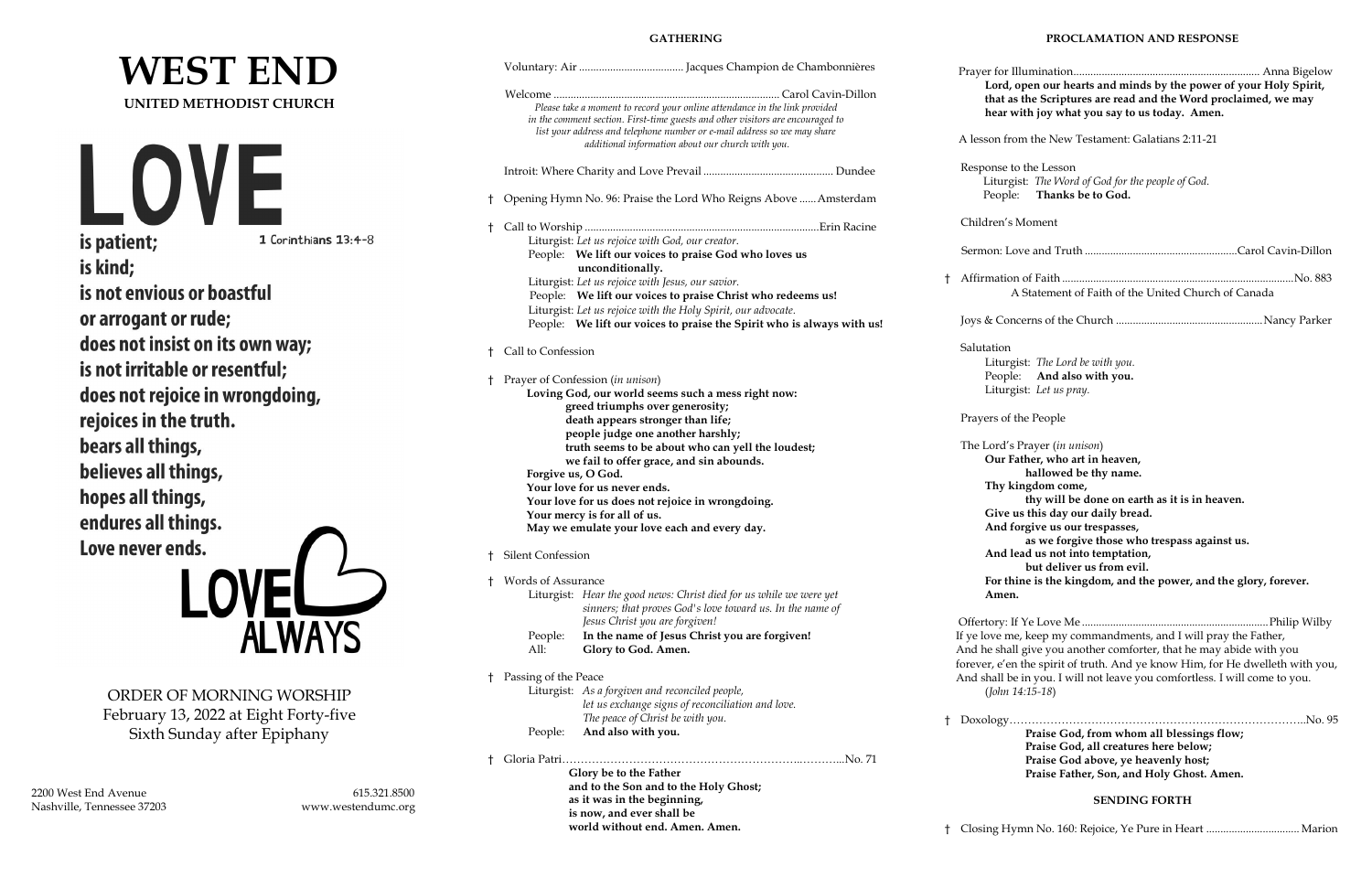# WEST END

**UNITED METHODIST CHURCH**

LOVE

is patient;
is kind;
is not envious or boastful
or arrogant or rude;
does not insist on its own way;
is not irritable or resentful;
does not rejoice in wrongdoing,
rejoices in the truth.
bears all things,
believes all things,
hopes all things,
endures all things.
Love never ends.

1 Corinthians 13:4-8

LOVE ALWAYS

ORDER OF MORNING WORSHIP
February 13, 2022 at Eight Forty-five
Sixth Sunday after Epiphany

2200 West End Avenue
Nashville, Tennessee 37203

615.321.8500
www.westendumc.org

## GATHERING

Voluntary: Air ...................................... Jacques Champion de Chambonnières

Welcome ................................................................................ Carol Cavin-Dillon

*Please take a moment to record your online attendance in the link provided in the comment section. First-time guests and other visitors are encouraged to list your address and telephone number or e-mail address so we may share additional information about our church with you.*

Introit: Where Charity and Love Prevail .............................................. Dundee

† Opening Hymn No. 96: Praise the Lord Who Reigns Above ...... Amsterdam

† Call to Worship ..................................................................................Erin Racine

Liturgist: *Let us rejoice with God, our creator.*
People: **We lift our voices to praise God who loves us unconditionally.**
Liturgist: *Let us rejoice with Jesus, our savior.*
People: **We lift our voices to praise Christ who redeems us!**
Liturgist: *Let us rejoice with the Holy Spirit, our advocate.*
People: **We lift our voices to praise the Spirit who is always with us!**

† Call to Confession

† Prayer of Confession (*in unison*)

**Loving God, our world seems such a mess right now:**
**greed triumphs over generosity;**
**death appears stronger than life;**
**people judge one another harshly;**
**truth seems to be about who can yell the loudest;**
**we fail to offer grace, and sin abounds.**
**Forgive us, O God.**
**Your love for us never ends.**
**Your love for us does not rejoice in wrongdoing.**
**Your mercy is for all of us.**
**May we emulate your love each and every day.**

† Silent Confession

† Words of Assurance

Liturgist: *Hear the good news: Christ died for us while we were yet sinners; that proves God's love toward us. In the name of Jesus Christ you are forgiven!*
People: **In the name of Jesus Christ you are forgiven!**
All: **Glory to God. Amen.**

† Passing of the Peace

Liturgist: *As a forgiven and reconciled people, let us exchange signs of reconciliation and love. The peace of Christ be with you.*
People: **And also with you.**

† Gloria Patri…………………………………………………………..………...No. 71

**Glory be to the Father**
**and to the Son and to the Holy Ghost;**
**as it was in the beginning,**
**is now, and ever shall be**
**world without end. Amen. Amen.**

## PROCLAMATION AND RESPONSE

Prayer for Illumination................................................................... Anna Bigelow

**Lord, open our hearts and minds by the power of your Holy Spirit, that as the Scriptures are read and the Word proclaimed, we may hear with joy what you say to us today. Amen.**

A lesson from the New Testament: Galatians 2:11-21

Response to the Lesson

Liturgist: *The Word of God for the people of God.*
People: **Thanks be to God.**

Children's Moment

Sermon: Love and Truth ......................................................Carol Cavin-Dillon

† Affirmation of Faith ..................................................................................No. 883

A Statement of Faith of the United Church of Canada

Joys & Concerns of the Church ....................................................Nancy Parker

Salutation

Liturgist: *The Lord be with you.*
People: **And also with you.**
Liturgist: *Let us pray.*

Prayers of the People

The Lord's Prayer (*in unison*)

**Our Father, who art in heaven,**
**hallowed be thy name.**
**Thy kingdom come,**
**thy will be done on earth as it is in heaven.**
**Give us this day our daily bread.**
**And forgive us our trespasses,**
**as we forgive those who trespass against us.**
**And lead us not into temptation,**
**but deliver us from evil.**
**For thine is the kingdom, and the power, and the glory, forever.**
**Amen.**

Offertory: If Ye Love Me ..................................................................Philip Wilby

If ye love me, keep my commandments, and I will pray the Father,
And he shall give you another comforter, that he may abide with you
forever, e'en the spirit of truth. And ye know Him, for He dwelleth with you,
And shall be in you. I will not leave you comfortless. I will come to you.
(*John 14:15-18*)

† Doxology…………………………………………………………………….No. 95

**Praise God, from whom all blessings flow;**
**Praise God, all creatures here below;**
**Praise God above, ye heavenly host;**
**Praise Father, Son, and Holy Ghost. Amen.**

## SENDING FORTH

† Closing Hymn No. 160: Rejoice, Ye Pure in Heart ................................. Marion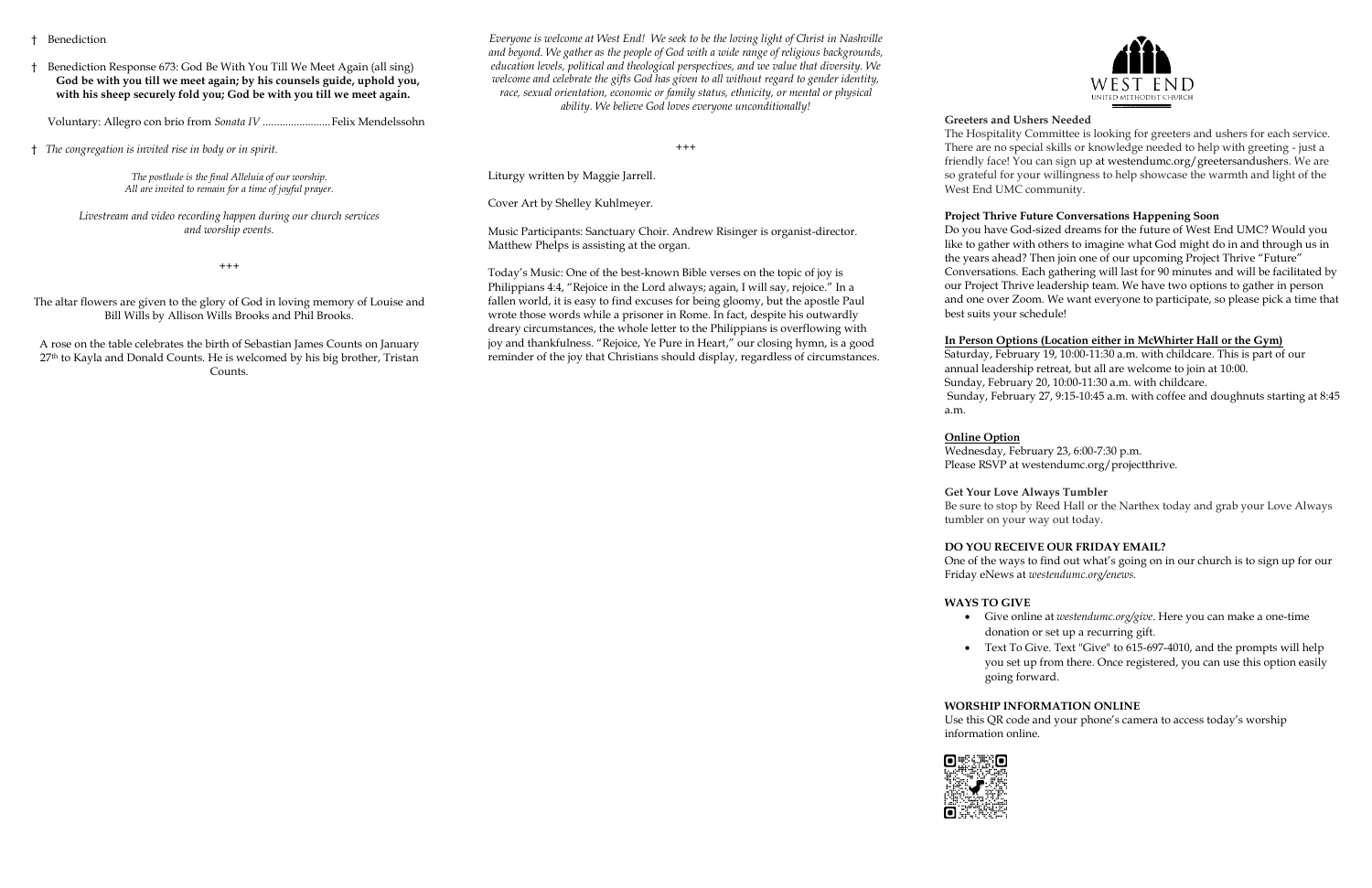† Benediction

† Benediction Response 673: God Be With You Till We Meet Again (all sing)
**God be with you till we meet again; by his counsels guide, uphold you, with his sheep securely fold you; God be with you till we meet again.**

Voluntary: Allegro con brio from *Sonata IV* ........................Felix Mendelssohn

† *The congregation is invited rise in body or in spirit.*

*The postlude is the final Alleluia of our worship. All are invited to remain for a time of joyful prayer.*

*Livestream and video recording happen during our church services and worship events.*

+++

The altar flowers are given to the glory of God in loving memory of Louise and Bill Wills by Allison Wills Brooks and Phil Brooks.

A rose on the table celebrates the birth of Sebastian James Counts on January 27th to Kayla and Donald Counts. He is welcomed by his big brother, Tristan Counts.

*Everyone is welcome at West End! We seek to be the loving light of Christ in Nashville and beyond. We gather as the people of God with a wide range of religious backgrounds, education levels, political and theological perspectives, and we value that diversity. We welcome and celebrate the gifts God has given to all without regard to gender identity, race, sexual orientation, economic or family status, ethnicity, or mental or physical ability. We believe God loves everyone unconditionally!*

+++

Liturgy written by Maggie Jarrell.

Cover Art by Shelley Kuhlmeyer.

Music Participants: Sanctuary Choir. Andrew Risinger is organist-director. Matthew Phelps is assisting at the organ.

Today's Music: One of the best-known Bible verses on the topic of joy is Philippians 4:4, "Rejoice in the Lord always; again, I will say, rejoice." In a fallen world, it is easy to find excuses for being gloomy, but the apostle Paul wrote those words while a prisoner in Rome. In fact, despite his outwardly dreary circumstances, the whole letter to the Philippians is overflowing with joy and thankfulness. "Rejoice, Ye Pure in Heart," our closing hymn, is a good reminder of the joy that Christians should display, regardless of circumstances.

WEST END
UNITED METHODIST CHURCH

**Greeters and Ushers Needed**
The Hospitality Committee is looking for greeters and ushers for each service. There are no special skills or knowledge needed to help with greeting - just a friendly face! You can sign up at westendumc.org/greetersandushers. We are so grateful for your willingness to help showcase the warmth and light of the West End UMC community.

**Project Thrive Future Conversations Happening Soon**
Do you have God-sized dreams for the future of West End UMC? Would you like to gather with others to imagine what God might do in and through us in the years ahead? Then join one of our upcoming Project Thrive "Future" Conversations. Each gathering will last for 90 minutes and will be facilitated by our Project Thrive leadership team. We have two options to gather in person and one over Zoom. We want everyone to participate, so please pick a time that best suits your schedule!

**In Person Options (Location either in McWhirter Hall or the Gym)**
Saturday, February 19, 10:00-11:30 a.m. with childcare. This is part of our annual leadership retreat, but all are welcome to join at 10:00.
Sunday, February 20, 10:00-11:30 a.m. with childcare.
Sunday, February 27, 9:15-10:45 a.m. with coffee and doughnuts starting at 8:45 a.m.

**Online Option**
Wednesday, February 23, 6:00-7:30 p.m.
Please RSVP at westendumc.org/projectthrive.

**Get Your Love Always Tumbler**
Be sure to stop by Reed Hall or the Narthex today and grab your Love Always tumbler on your way out today.

**DO YOU RECEIVE OUR FRIDAY EMAIL?**
One of the ways to find out what's going on in our church is to sign up for our Friday eNews at *westendumc.org/enews*.

**WAYS TO GIVE**
- Give online at *westendumc.org/give*. Here you can make a one-time donation or set up a recurring gift.
- Text To Give. Text "Give" to 615-697-4010, and the prompts will help you set up from there. Once registered, you can use this option easily going forward.

**WORSHIP INFORMATION ONLINE**
Use this QR code and your phone's camera to access today's worship information online.